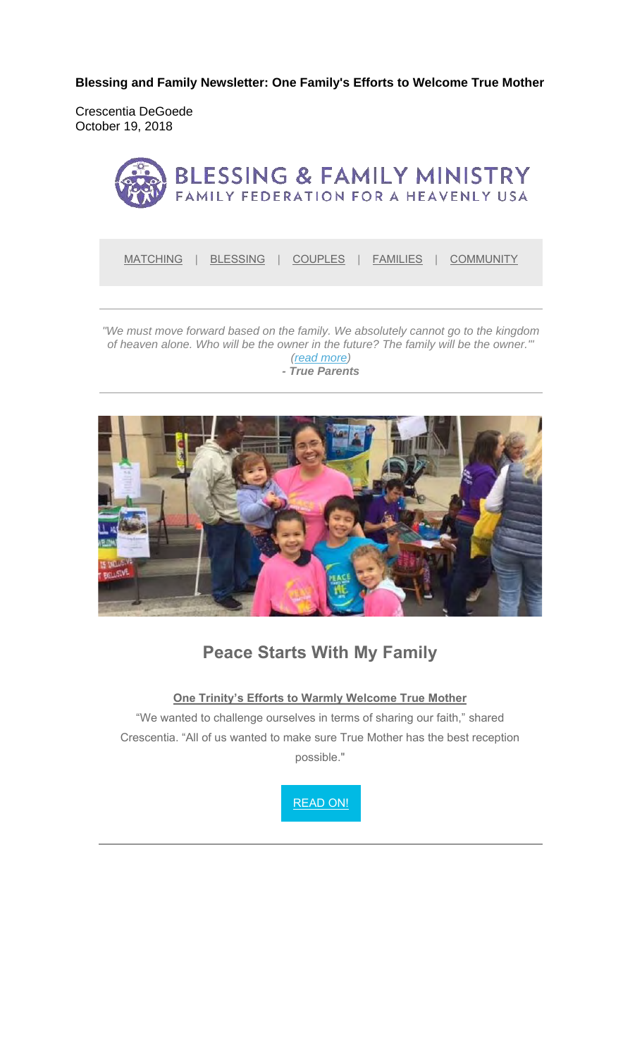**Blessing and Family Newsletter: One Family's Efforts to Welcome True Mother**

Crescentia DeGoede
October 19, 2018

BLESSING & FAMILY MINISTRY
FAMILY FEDERATION FOR A HEAVENLY USA

MATCHING | BLESSING | COUPLES | FAMILIES | COMMUNITY

---

*"We must move forward based on the family. We absolutely cannot go to the kingdom of heaven alone. Who will be the owner in the future? The family will be the owner.'" (read more)*
***- True Parents***

---

## Peace Starts With My Family

**One Trinity's Efforts to Warmly Welcome True Mother**

"We wanted to challenge ourselves in terms of sharing our faith," shared Crescentia. "All of us wanted to make sure True Mother has the best reception possible."

READ ON!

---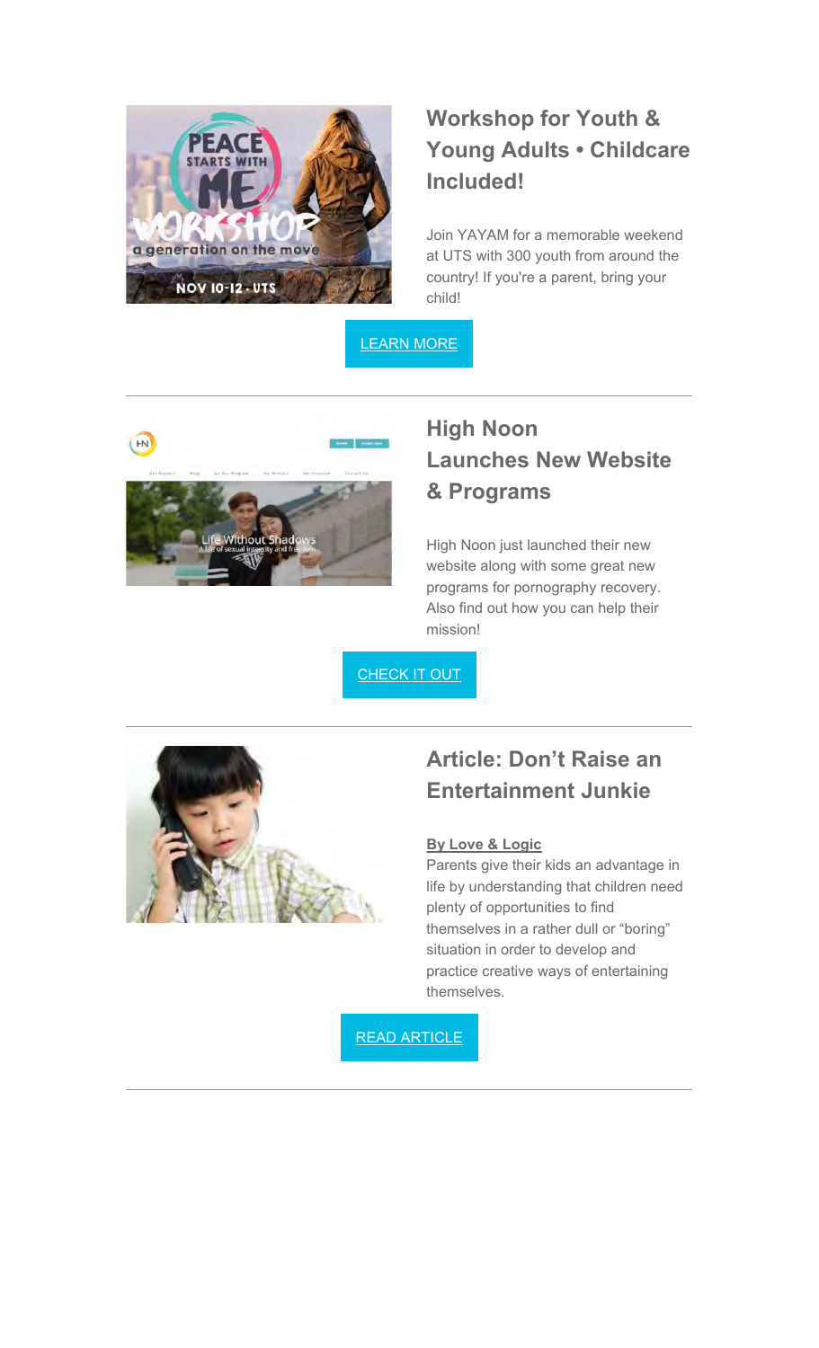## Workshop for Youth & Young Adults • Childcare Included!

Join YAYAM for a memorable weekend at UTS with 300 youth from around the country! If you're a parent, bring your child!

LEARN MORE

---

## High Noon Launches New Website & Programs

High Noon just launched their new website along with some great new programs for pornography recovery. Also find out how you can help their mission!

CHECK IT OUT

---

## Article: Don't Raise an Entertainment Junkie

**By Love & Logic**

Parents give their kids an advantage in life by understanding that children need plenty of opportunities to find themselves in a rather dull or "boring" situation in order to develop and practice creative ways of entertaining themselves.

READ ARTICLE

---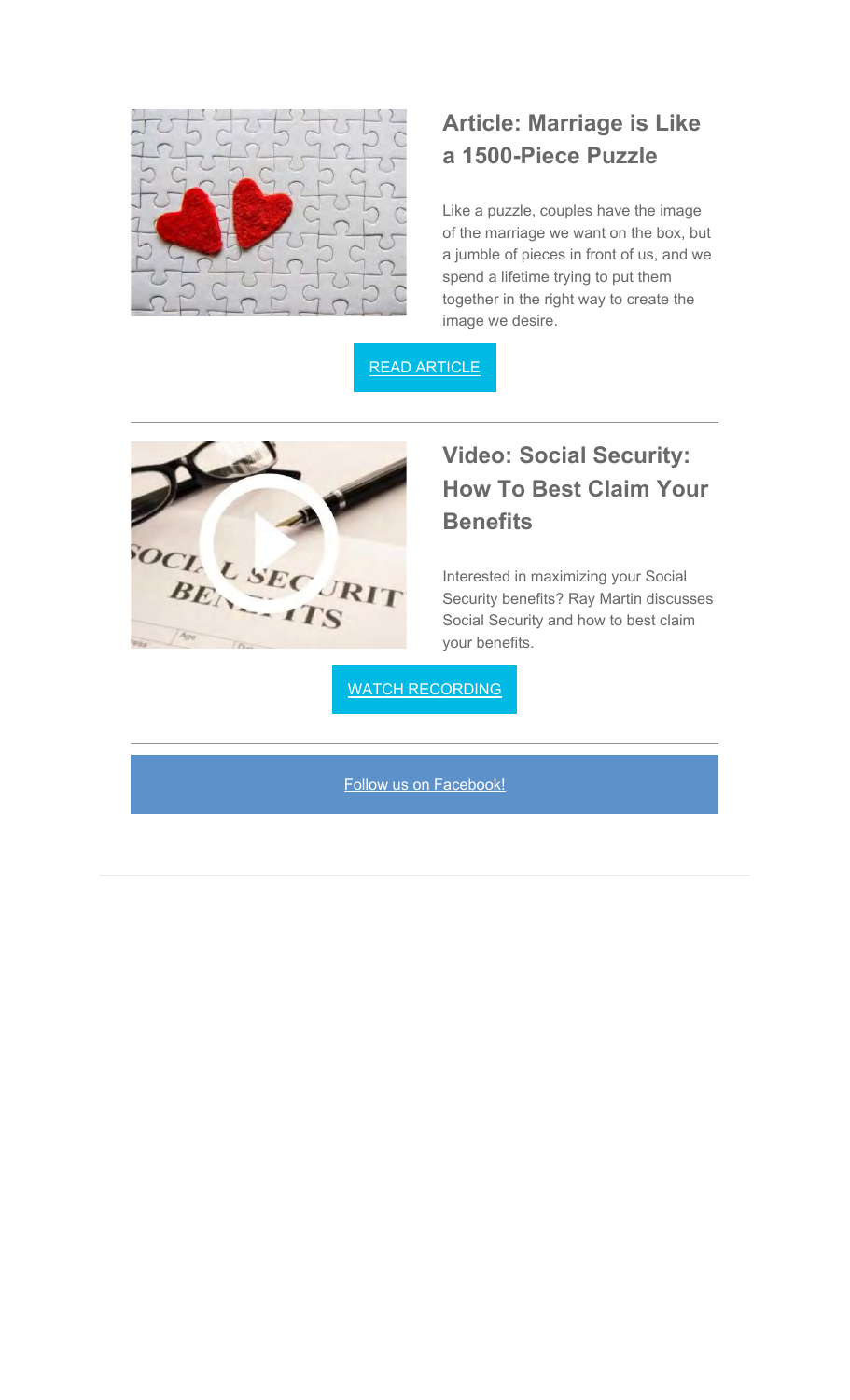## Article: Marriage is Like a 1500-Piece Puzzle

Like a puzzle, couples have the image of the marriage we want on the box, but a jumble of pieces in front of us, and we spend a lifetime trying to put them together in the right way to create the image we desire.

READ ARTICLE

---

## Video: Social Security: How To Best Claim Your Benefits

Interested in maximizing your Social Security benefits? Ray Martin discusses Social Security and how to best claim your benefits.

WATCH RECORDING

---

Follow us on Facebook!